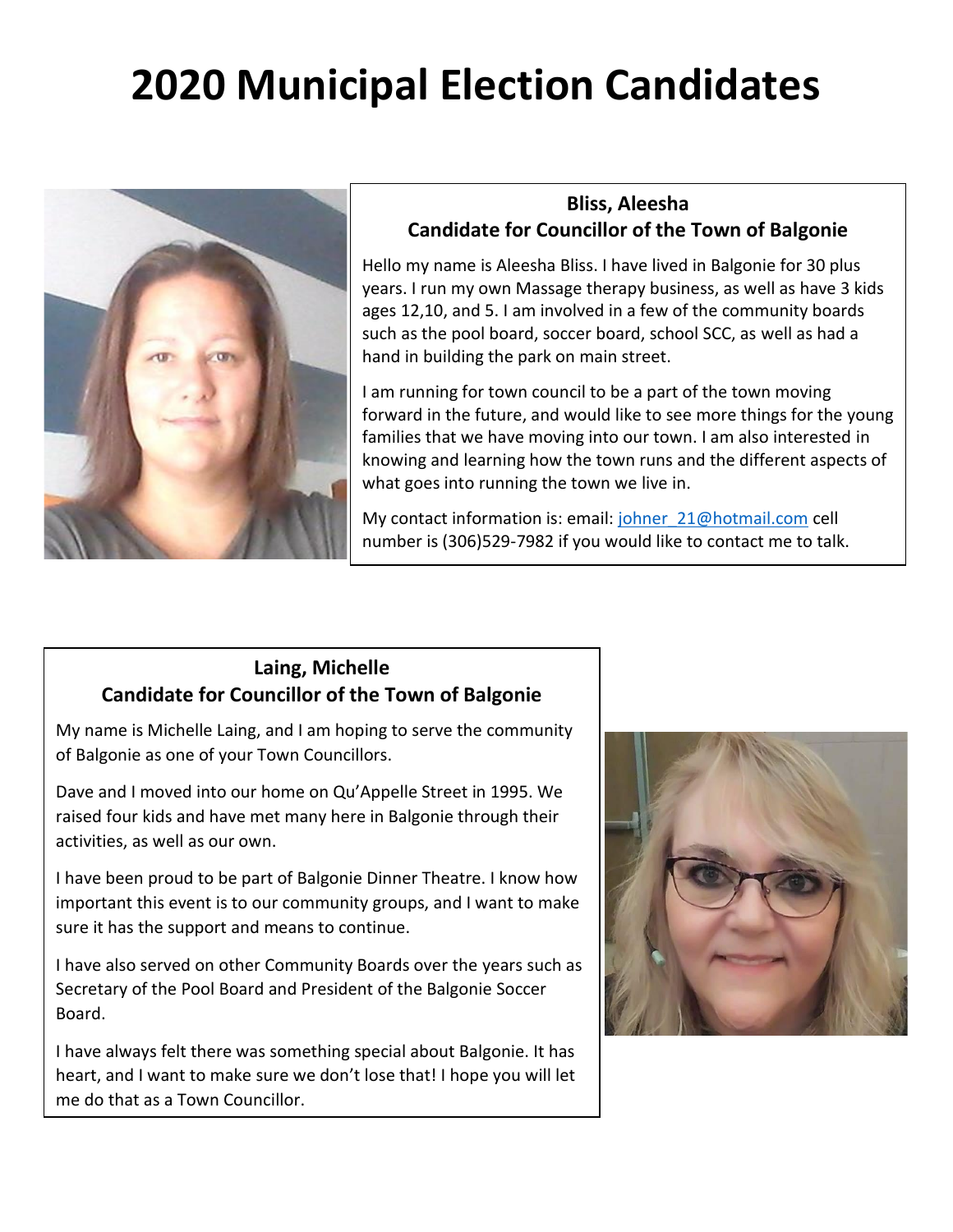# 2020 Municipal Election Candidates

## Bliss, Aleesha
### Candidate for Councillor of the Town of Balgonie

Hello my name is Aleesha Bliss. I have lived in Balgonie for 30 plus years. I run my own Massage therapy business, as well as have 3 kids ages 12,10, and 5. I am involved in a few of the community boards such as the pool board, soccer board, school SCC, as well as had a hand in building the park on main street.

I am running for town council to be a part of the town moving forward in the future, and would like to see more things for the young families that we have moving into our town. I am also interested in knowing and learning how the town runs and the different aspects of what goes into running the town we live in.

My contact information is: email: johner_21@hotmail.com cell number is (306)529-7982 if you would like to contact me to talk.

## Laing, Michelle
### Candidate for Councillor of the Town of Balgonie

My name is Michelle Laing, and I am hoping to serve the community of Balgonie as one of your Town Councillors.

Dave and I moved into our home on Qu'Appelle Street in 1995. We raised four kids and have met many here in Balgonie through their activities, as well as our own.

I have been proud to be part of Balgonie Dinner Theatre. I know how important this event is to our community groups, and I want to make sure it has the support and means to continue.

I have also served on other Community Boards over the years such as Secretary of the Pool Board and President of the Balgonie Soccer Board.

I have always felt there was something special about Balgonie. It has heart, and I want to make sure we don't lose that! I hope you will let me do that as a Town Councillor.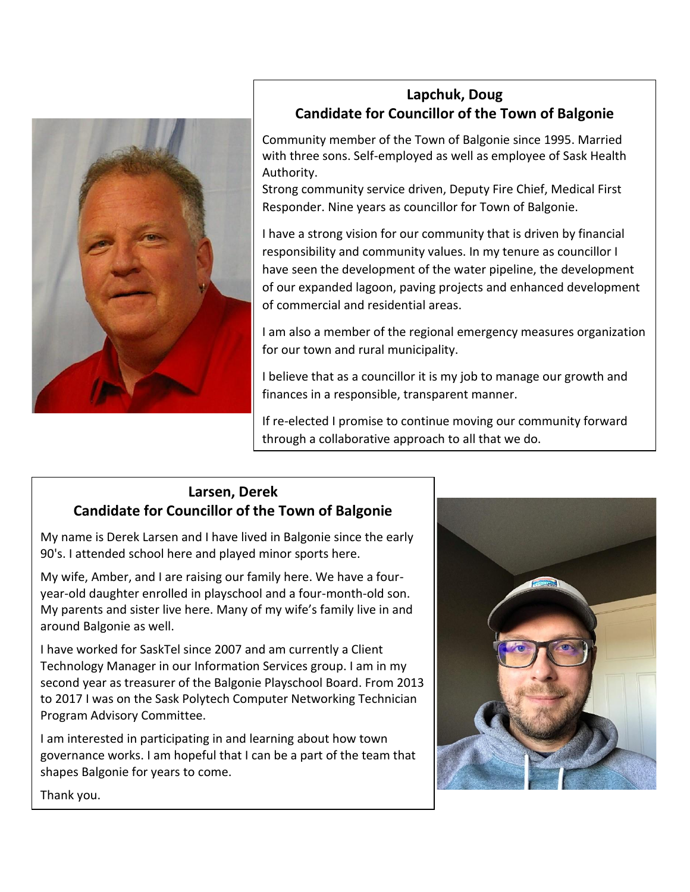## Lapchuk, Doug
## Candidate for Councillor of the Town of Balgonie

Community member of the Town of Balgonie since 1995. Married with three sons. Self-employed as well as employee of Sask Health Authority.
Strong community service driven, Deputy Fire Chief, Medical First Responder. Nine years as councillor for Town of Balgonie.

I have a strong vision for our community that is driven by financial responsibility and community values. In my tenure as councillor I have seen the development of the water pipeline, the development of our expanded lagoon, paving projects and enhanced development of commercial and residential areas.

I am also a member of the regional emergency measures organization for our town and rural municipality.

I believe that as a councillor it is my job to manage our growth and finances in a responsible, transparent manner.

If re-elected I promise to continue moving our community forward through a collaborative approach to all that we do.

## Larsen, Derek
## Candidate for Councillor of the Town of Balgonie

My name is Derek Larsen and I have lived in Balgonie since the early 90's. I attended school here and played minor sports here.

My wife, Amber, and I are raising our family here. We have a four-year-old daughter enrolled in playschool and a four-month-old son. My parents and sister live here. Many of my wife's family live in and around Balgonie as well.

I have worked for SaskTel since 2007 and am currently a Client Technology Manager in our Information Services group. I am in my second year as treasurer of the Balgonie Playschool Board. From 2013 to 2017 I was on the Sask Polytech Computer Networking Technician Program Advisory Committee.

I am interested in participating in and learning about how town governance works. I am hopeful that I can be a part of the team that shapes Balgonie for years to come.

Thank you.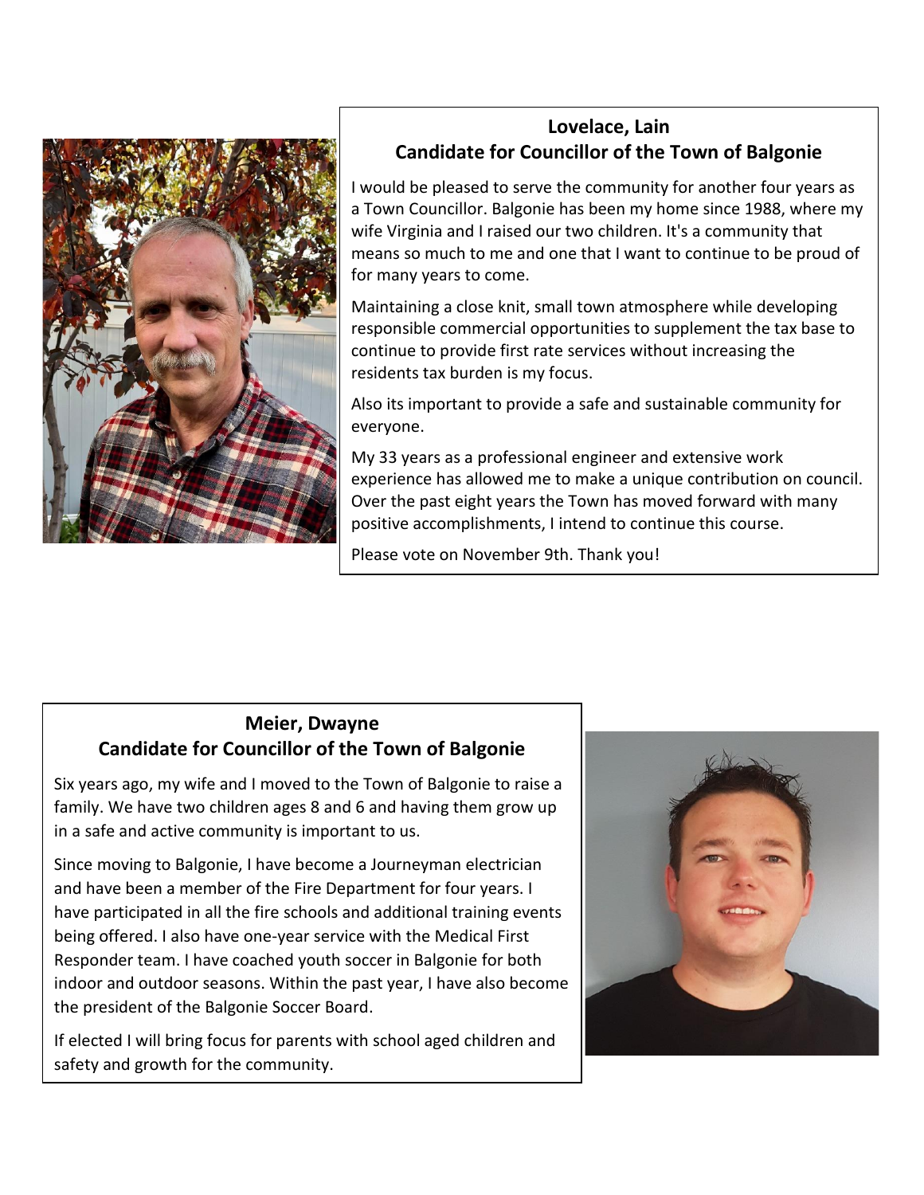## Lovelace, Lain
## Candidate for Councillor of the Town of Balgonie

I would be pleased to serve the community for another four years as a Town Councillor. Balgonie has been my home since 1988, where my wife Virginia and I raised our two children. It's a community that means so much to me and one that I want to continue to be proud of for many years to come.

Maintaining a close knit, small town atmosphere while developing responsible commercial opportunities to supplement the tax base to continue to provide first rate services without increasing the residents tax burden is my focus.

Also its important to provide a safe and sustainable community for everyone.

My 33 years as a professional engineer and extensive work experience has allowed me to make a unique contribution on council. Over the past eight years the Town has moved forward with many positive accomplishments, I intend to continue this course.

Please vote on November 9th. Thank you!

## Meier, Dwayne
## Candidate for Councillor of the Town of Balgonie

Six years ago, my wife and I moved to the Town of Balgonie to raise a family. We have two children ages 8 and 6 and having them grow up in a safe and active community is important to us.

Since moving to Balgonie, I have become a Journeyman electrician and have been a member of the Fire Department for four years. I have participated in all the fire schools and additional training events being offered. I also have one-year service with the Medical First Responder team. I have coached youth soccer in Balgonie for both indoor and outdoor seasons. Within the past year, I have also become the president of the Balgonie Soccer Board.

If elected I will bring focus for parents with school aged children and safety and growth for the community.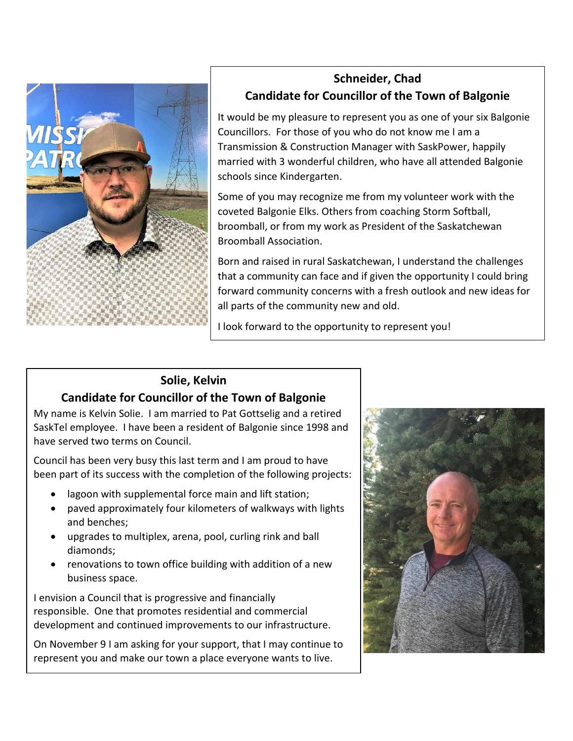## Schneider, Chad

## Candidate for Councillor of the Town of Balgonie

It would be my pleasure to represent you as one of your six Balgonie Councillors. For those of you who do not know me I am a Transmission & Construction Manager with SaskPower, happily married with 3 wonderful children, who have all attended Balgonie schools since Kindergarten.

Some of you may recognize me from my volunteer work with the coveted Balgonie Elks. Others from coaching Storm Softball, broomball, or from my work as President of the Saskatchewan Broomball Association.

Born and raised in rural Saskatchewan, I understand the challenges that a community can face and if given the opportunity I could bring forward community concerns with a fresh outlook and new ideas for all parts of the community new and old.

I look forward to the opportunity to represent you!

## Solie, Kelvin

## Candidate for Councillor of the Town of Balgonie

My name is Kelvin Solie. I am married to Pat Gottselig and a retired SaskTel employee. I have been a resident of Balgonie since 1998 and have served two terms on Council.

Council has been very busy this last term and I am proud to have been part of its success with the completion of the following projects:

- lagoon with supplemental force main and lift station;
- paved approximately four kilometers of walkways with lights and benches;
- upgrades to multiplex, arena, pool, curling rink and ball diamonds;
- renovations to town office building with addition of a new business space.

I envision a Council that is progressive and financially responsible. One that promotes residential and commercial development and continued improvements to our infrastructure.

On November 9 I am asking for your support, that I may continue to represent you and make our town a place everyone wants to live.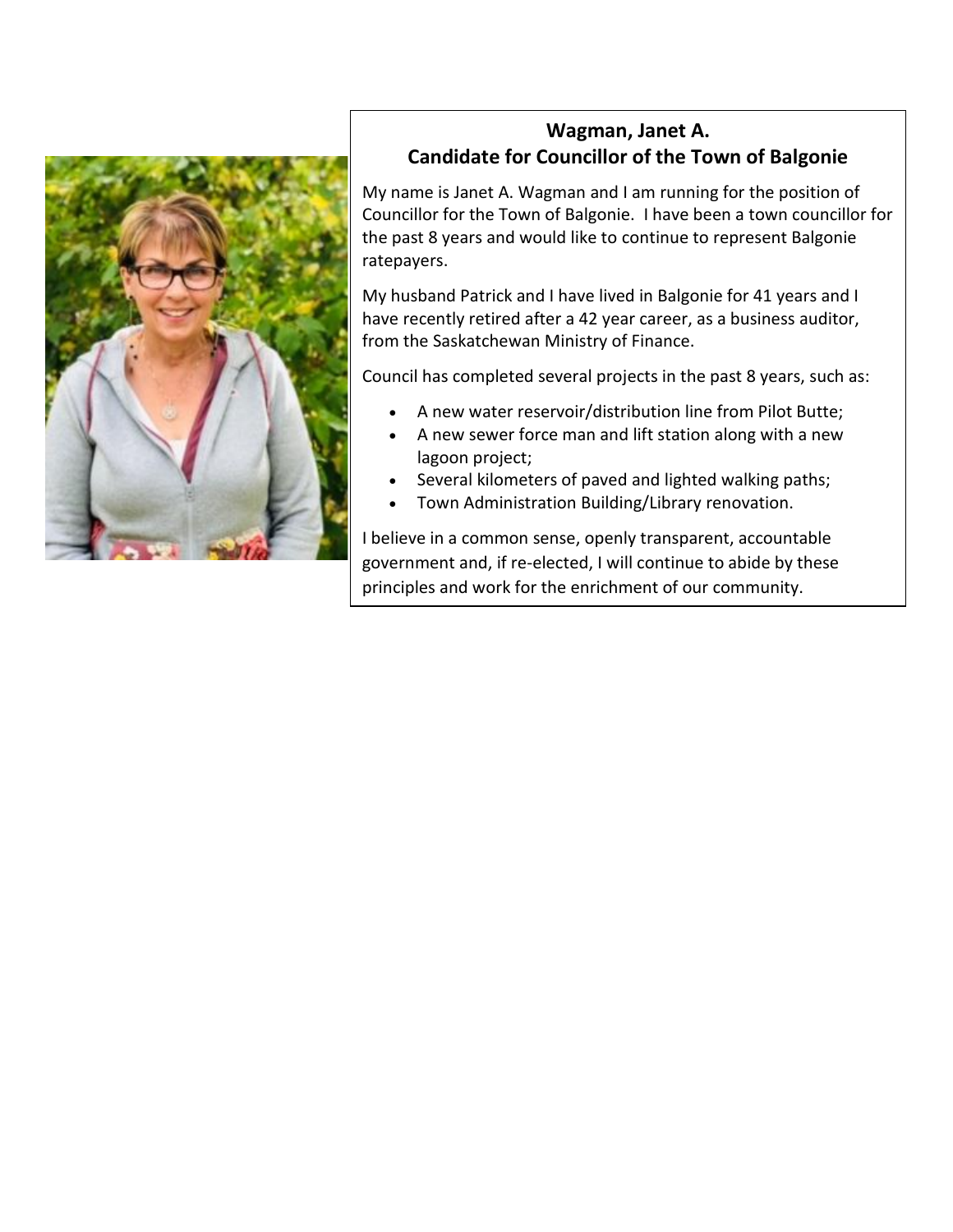## Wagman, Janet A.
## Candidate for Councillor of the Town of Balgonie

My name is Janet A. Wagman and I am running for the position of Councillor for the Town of Balgonie. I have been a town councillor for the past 8 years and would like to continue to represent Balgonie ratepayers.

My husband Patrick and I have lived in Balgonie for 41 years and I have recently retired after a 42 year career, as a business auditor, from the Saskatchewan Ministry of Finance.

Council has completed several projects in the past 8 years, such as:

- A new water reservoir/distribution line from Pilot Butte;
- A new sewer force man and lift station along with a new lagoon project;
- Several kilometers of paved and lighted walking paths;
- Town Administration Building/Library renovation.

I believe in a common sense, openly transparent, accountable government and, if re-elected, I will continue to abide by these principles and work for the enrichment of our community.